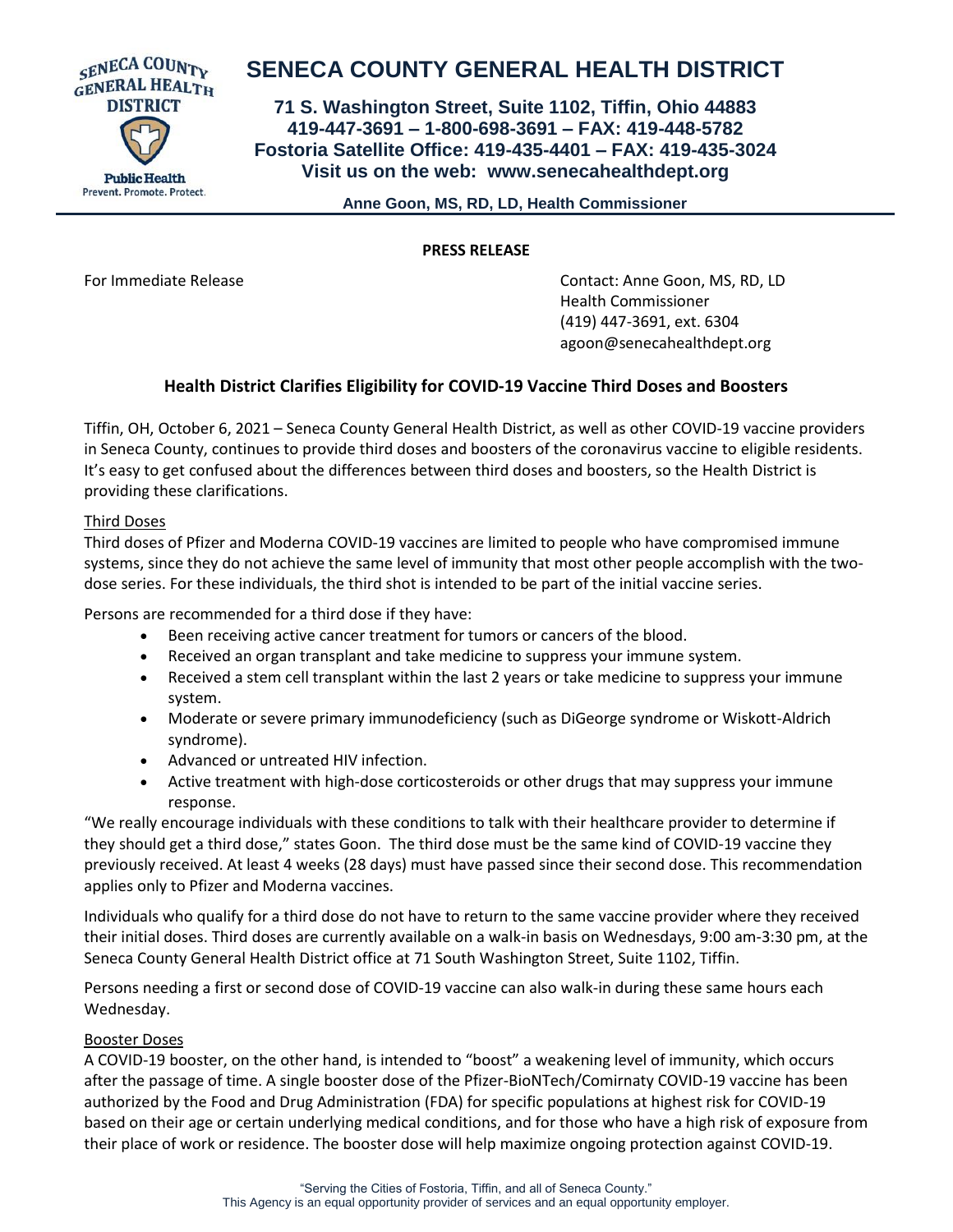# SENECA COUNTY GENERAL HEALTH DISTRICT

**71 S. Washington Street, Suite 1102, Tiffin, Ohio 44883**
**419-447-3691 – 1-800-698-3691 – FAX: 419-448-5782**
**Fostoria Satellite Office: 419-435-4401 – FAX: 419-435-3024**
**Visit us on the web: www.senecahealthdept.org**

**Anne Goon, MS, RD, LD, Health Commissioner**

**PRESS RELEASE**

For Immediate Release

Contact: Anne Goon, MS, RD, LD
Health Commissioner
(419) 447-3691, ext. 6304
agoon@senecahealthdept.org

## Health District Clarifies Eligibility for COVID-19 Vaccine Third Doses and Boosters

Tiffin, OH, October 6, 2021 – Seneca County General Health District, as well as other COVID-19 vaccine providers in Seneca County, continues to provide third doses and boosters of the coronavirus vaccine to eligible residents. It's easy to get confused about the differences between third doses and boosters, so the Health District is providing these clarifications.

Third Doses

Third doses of Pfizer and Moderna COVID-19 vaccines are limited to people who have compromised immune systems, since they do not achieve the same level of immunity that most other people accomplish with the two-dose series. For these individuals, the third shot is intended to be part of the initial vaccine series.

Persons are recommended for a third dose if they have:

- Been receiving active cancer treatment for tumors or cancers of the blood.
- Received an organ transplant and take medicine to suppress your immune system.
- Received a stem cell transplant within the last 2 years or take medicine to suppress your immune system.
- Moderate or severe primary immunodeficiency (such as DiGeorge syndrome or Wiskott-Aldrich syndrome).
- Advanced or untreated HIV infection.
- Active treatment with high-dose corticosteroids or other drugs that may suppress your immune response.

"We really encourage individuals with these conditions to talk with their healthcare provider to determine if they should get a third dose," states Goon. The third dose must be the same kind of COVID-19 vaccine they previously received. At least 4 weeks (28 days) must have passed since their second dose. This recommendation applies only to Pfizer and Moderna vaccines.

Individuals who qualify for a third dose do not have to return to the same vaccine provider where they received their initial doses. Third doses are currently available on a walk-in basis on Wednesdays, 9:00 am-3:30 pm, at the Seneca County General Health District office at 71 South Washington Street, Suite 1102, Tiffin.

Persons needing a first or second dose of COVID-19 vaccine can also walk-in during these same hours each Wednesday.

Booster Doses

A COVID-19 booster, on the other hand, is intended to "boost" a weakening level of immunity, which occurs after the passage of time. A single booster dose of the Pfizer-BioNTech/Comirnaty COVID-19 vaccine has been authorized by the Food and Drug Administration (FDA) for specific populations at highest risk for COVID-19 based on their age or certain underlying medical conditions, and for those who have a high risk of exposure from their place of work or residence. The booster dose will help maximize ongoing protection against COVID-19.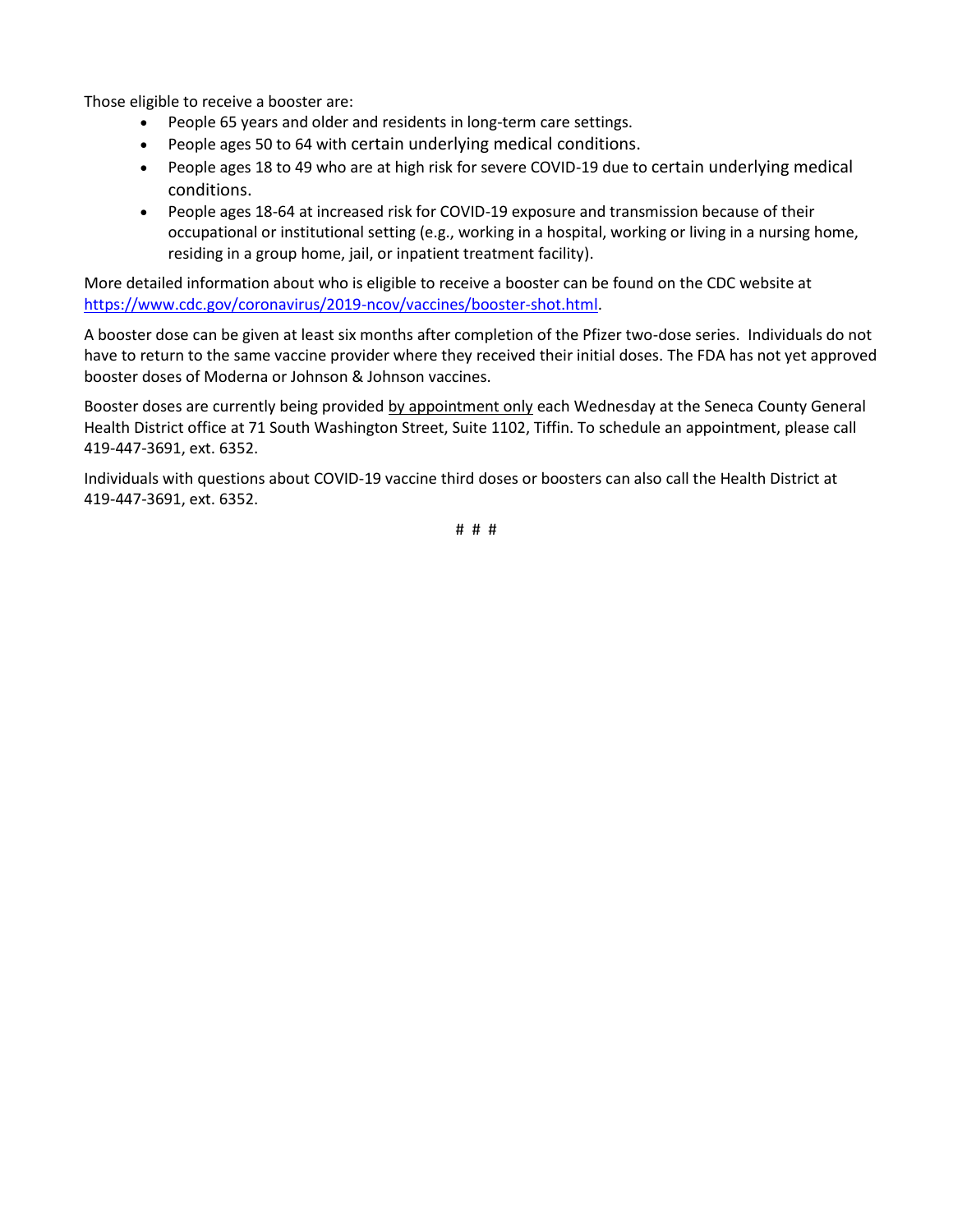Those eligible to receive a booster are:

- People 65 years and older and residents in long-term care settings.
- People ages 50 to 64 with certain underlying medical conditions.
- People ages 18 to 49 who are at high risk for severe COVID-19 due to certain underlying medical conditions.
- People ages 18-64 at increased risk for COVID-19 exposure and transmission because of their occupational or institutional setting (e.g., working in a hospital, working or living in a nursing home, residing in a group home, jail, or inpatient treatment facility).

More detailed information about who is eligible to receive a booster can be found on the CDC website at [https://www.cdc.gov/coronavirus/2019-ncov/vaccines/booster-shot.html](https://www.cdc.gov/coronavirus/2019-ncov/vaccines/booster-shot.html).

A booster dose can be given at least six months after completion of the Pfizer two-dose series. Individuals do not have to return to the same vaccine provider where they received their initial doses. The FDA has not yet approved booster doses of Moderna or Johnson & Johnson vaccines.

Booster doses are currently being provided by appointment only each Wednesday at the Seneca County General Health District office at 71 South Washington Street, Suite 1102, Tiffin. To schedule an appointment, please call 419-447-3691, ext. 6352.

Individuals with questions about COVID-19 vaccine third doses or boosters can also call the Health District at 419-447-3691, ext. 6352.

# # #